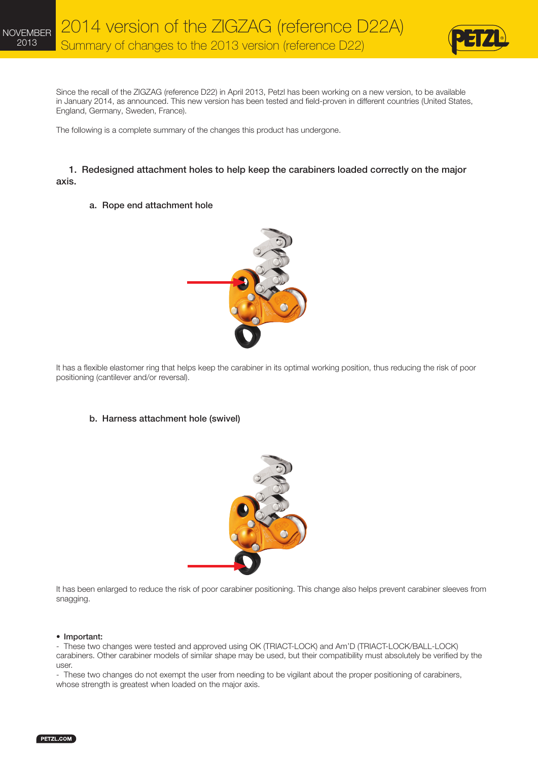# 2014 version of the ZIGZAG (reference D22A)

## Summary of changes to the 2013 version (reference D22)

NOVEMBER 2013

Since the recall of the ZIGZAG (reference D22) in April 2013, Petzl has been working on a new version, to be available in January 2014, as announced. This new version has been tested and field-proven in different countries (United States, England, Germany, Sweden, France).

The following is a complete summary of the changes this product has undergone.

### 1. Redesigned attachment holes to help keep the carabiners loaded correctly on the major axis.

#### a. Rope end attachment hole

It has a flexible elastomer ring that helps keep the carabiner in its optimal working position, thus reducing the risk of poor positioning (cantilever and/or reversal).

#### b. Harness attachment hole (swivel)

It has been enlarged to reduce the risk of poor carabiner positioning. This change also helps prevent carabiner sleeves from snagging.

- **Important:**

- These two changes were tested and approved using OK (TRIACT-LOCK) and Am'D (TRIACT-LOCK/BALL-LOCK) carabiners. Other carabiner models of similar shape may be used, but their compatibility must absolutely be verified by the user.
- These two changes do not exempt the user from needing to be vigilant about the proper positioning of carabiners, whose strength is greatest when loaded on the major axis.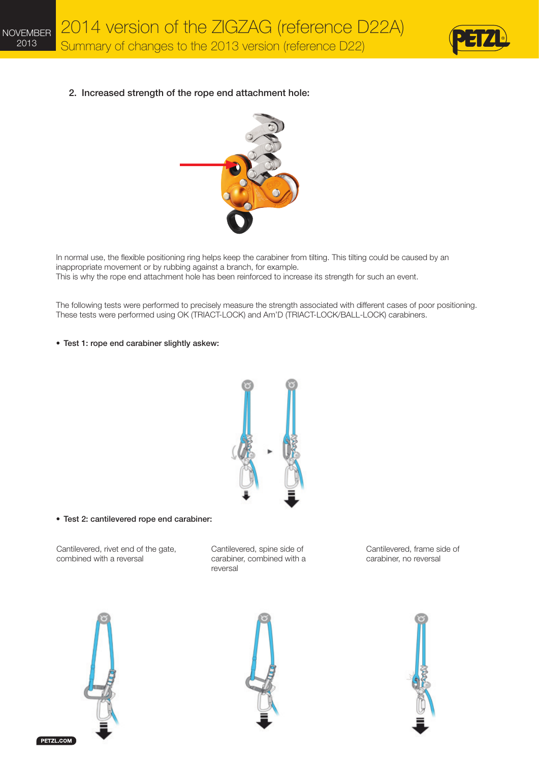## 2. Increased strength of the rope end attachment hole:

In normal use, the flexible positioning ring helps keep the carabiner from tilting. This tilting could be caused by an inappropriate movement or by rubbing against a branch, for example.
This is why the rope end attachment hole has been reinforced to increase its strength for such an event.

The following tests were performed to precisely measure the strength associated with different cases of poor positioning. These tests were performed using OK (TRIACT-LOCK) and Am'D (TRIACT-LOCK/BALL-LOCK) carabiners.

- **Test 1: rope end carabiner slightly askew:**

- **Test 2: cantilevered rope end carabiner:**

Cantilevered, rivet end of the gate, combined with a reversal

Cantilevered, spine side of carabiner, combined with a reversal

Cantilevered, frame side of carabiner, no reversal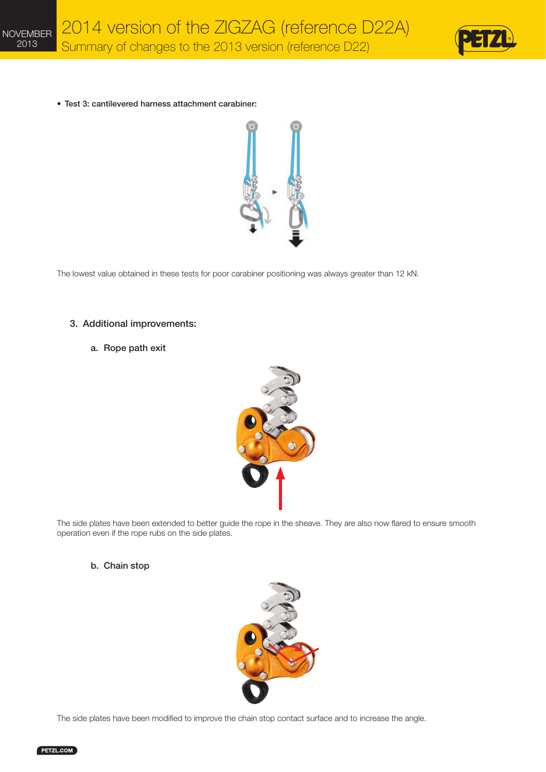- **Test 3: cantilevered harness attachment carabiner:**

The lowest value obtained in these tests for poor carabiner positioning was always greater than 12 kN.

## 3. Additional improvements:

### a. Rope path exit

The side plates have been extended to better guide the rope in the sheave. They are also now flared to ensure smooth operation even if the rope rubs on the side plates.

### b. Chain stop

The side plates have been modified to improve the chain stop contact surface and to increase the angle.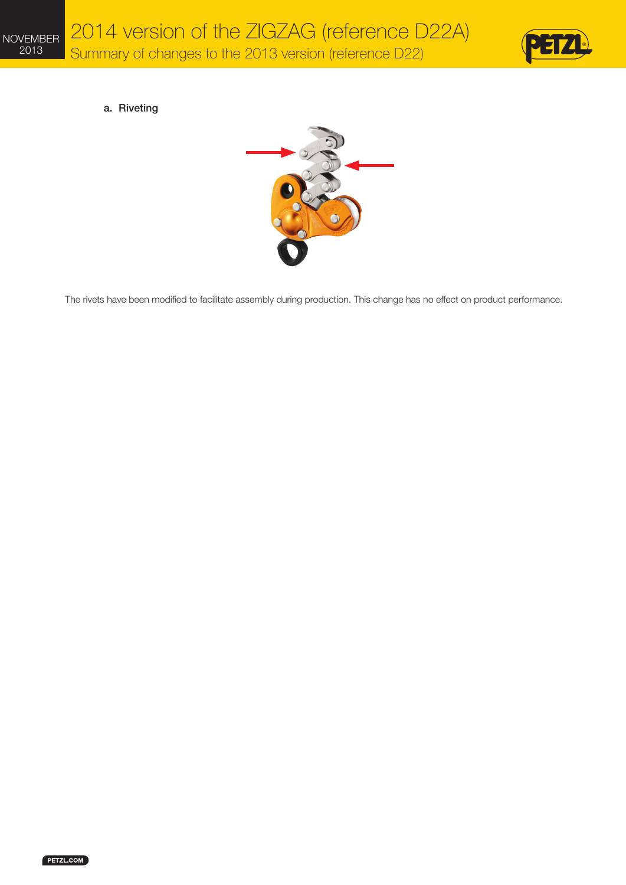a. Riveting

The rivets have been modified to facilitate assembly during production. This change has no effect on product performance.